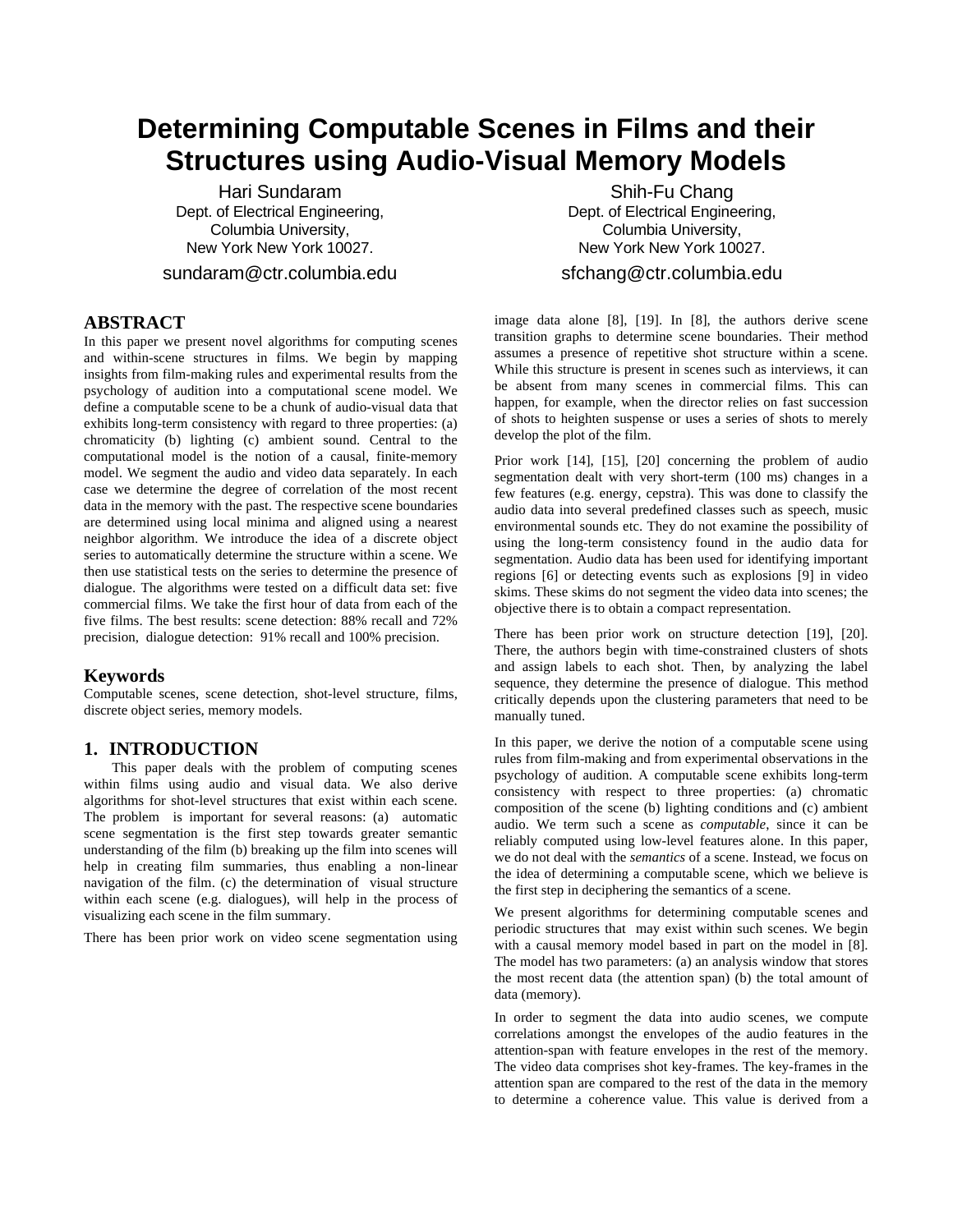# Determining Computable Scenes in Films and their Structures using Audio-Visual Memory Models

Hari Sundaram
Dept. of Electrical Engineering,
Columbia University,
New York New York 10027.
sundaram@ctr.columbia.edu

Shih-Fu Chang
Dept. of Electrical Engineering,
Columbia University,
New York New York 10027.
sfchang@ctr.columbia.edu

## ABSTRACT

In this paper we present novel algorithms for computing scenes and within-scene structures in films. We begin by mapping insights from film-making rules and experimental results from the psychology of audition into a computational scene model. We define a computable scene to be a chunk of audio-visual data that exhibits long-term consistency with regard to three properties: (a) chromaticity (b) lighting (c) ambient sound. Central to the computational model is the notion of a causal, finite-memory model. We segment the audio and video data separately. In each case we determine the degree of correlation of the most recent data in the memory with the past. The respective scene boundaries are determined using local minima and aligned using a nearest neighbor algorithm. We introduce the idea of a discrete object series to automatically determine the structure within a scene. We then use statistical tests on the series to determine the presence of dialogue. The algorithms were tested on a difficult data set: five commercial films. We take the first hour of data from each of the five films. The best results: scene detection: 88% recall and 72% precision, dialogue detection: 91% recall and 100% precision.

## Keywords

Computable scenes, scene detection, shot-level structure, films, discrete object series, memory models.

## 1. INTRODUCTION

This paper deals with the problem of computing scenes within films using audio and visual data. We also derive algorithms for shot-level structures that exist within each scene. The problem is important for several reasons: (a) automatic scene segmentation is the first step towards greater semantic understanding of the film (b) breaking up the film into scenes will help in creating film summaries, thus enabling a non-linear navigation of the film. (c) the determination of visual structure within each scene (e.g. dialogues), will help in the process of visualizing each scene in the film summary.

There has been prior work on video scene segmentation using image data alone [8], [19]. In [8], the authors derive scene transition graphs to determine scene boundaries. Their method assumes a presence of repetitive shot structure within a scene. While this structure is present in scenes such as interviews, it can be absent from many scenes in commercial films. This can happen, for example, when the director relies on fast succession of shots to heighten suspense or uses a series of shots to merely develop the plot of the film.

Prior work [14], [15], [20] concerning the problem of audio segmentation dealt with very short-term (100 ms) changes in a few features (e.g. energy, cepstra). This was done to classify the audio data into several predefined classes such as speech, music environmental sounds etc. They do not examine the possibility of using the long-term consistency found in the audio data for segmentation. Audio data has been used for identifying important regions [6] or detecting events such as explosions [9] in video skims. These skims do not segment the video data into scenes; the objective there is to obtain a compact representation.

There has been prior work on structure detection [19], [20]. There, the authors begin with time-constrained clusters of shots and assign labels to each shot. Then, by analyzing the label sequence, they determine the presence of dialogue. This method critically depends upon the clustering parameters that need to be manually tuned.

In this paper, we derive the notion of a computable scene using rules from film-making and from experimental observations in the psychology of audition. A computable scene exhibits long-term consistency with respect to three properties: (a) chromatic composition of the scene (b) lighting conditions and (c) ambient audio. We term such a scene as *computable*, since it can be reliably computed using low-level features alone. In this paper, we do not deal with the *semantics* of a scene. Instead, we focus on the idea of determining a computable scene, which we believe is the first step in deciphering the semantics of a scene.

We present algorithms for determining computable scenes and periodic structures that may exist within such scenes. We begin with a causal memory model based in part on the model in [8]. The model has two parameters: (a) an analysis window that stores the most recent data (the attention span) (b) the total amount of data (memory).

In order to segment the data into audio scenes, we compute correlations amongst the envelopes of the audio features in the attention-span with feature envelopes in the rest of the memory. The video data comprises shot key-frames. The key-frames in the attention span are compared to the rest of the data in the memory to determine a coherence value. This value is derived from a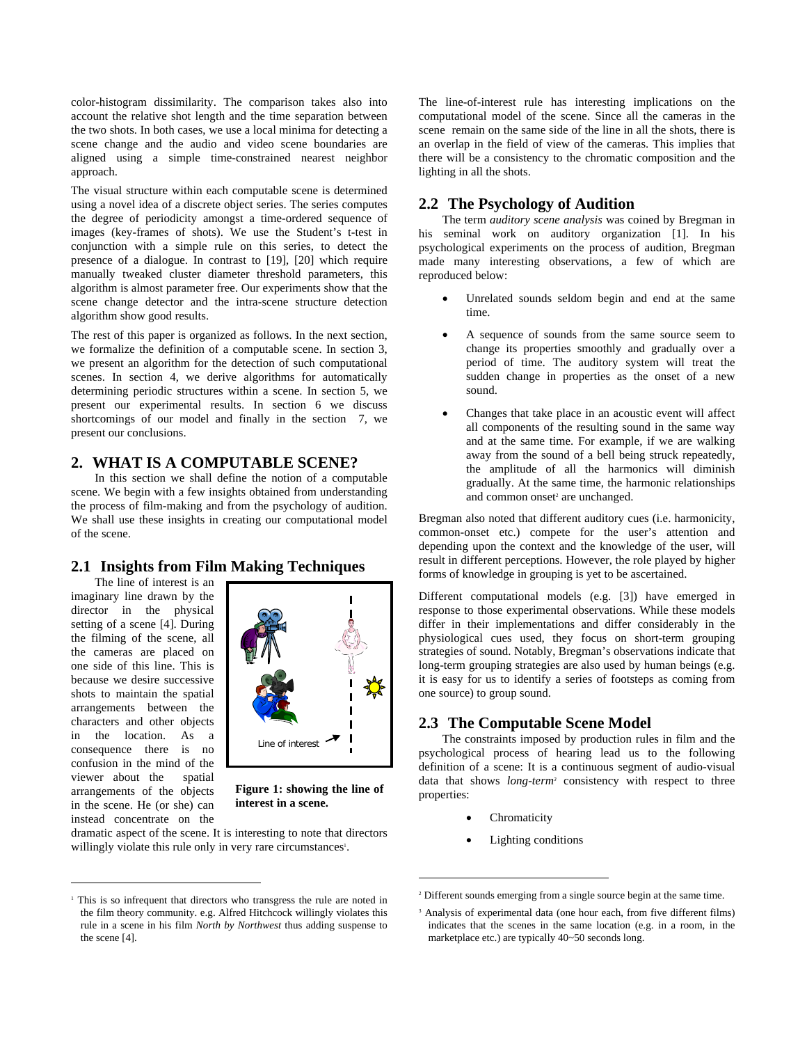color-histogram dissimilarity. The comparison takes also into account the relative shot length and the time separation between the two shots. In both cases, we use a local minima for detecting a scene change and the audio and video scene boundaries are aligned using a simple time-constrained nearest neighbor approach.

The visual structure within each computable scene is determined using a novel idea of a discrete object series. The series computes the degree of periodicity amongst a time-ordered sequence of images (key-frames of shots). We use the Student's t-test in conjunction with a simple rule on this series, to detect the presence of a dialogue. In contrast to [19], [20] which require manually tweaked cluster diameter threshold parameters, this algorithm is almost parameter free. Our experiments show that the scene change detector and the intra-scene structure detection algorithm show good results.

The rest of this paper is organized as follows. In the next section, we formalize the definition of a computable scene. In section 3, we present an algorithm for the detection of such computational scenes. In section 4, we derive algorithms for automatically determining periodic structures within a scene. In section 5, we present our experimental results. In section 6 we discuss shortcomings of our model and finally in the section 7, we present our conclusions.

## 2. WHAT IS A COMPUTABLE SCENE?

In this section we shall define the notion of a computable scene. We begin with a few insights obtained from understanding the process of film-making and from the psychology of audition. We shall use these insights in creating our computational model of the scene.

### 2.1 Insights from Film Making Techniques

The line of interest is an imaginary line drawn by the director in the physical setting of a scene [4]. During the filming of the scene, all the cameras are placed on one side of this line. This is because we desire successive shots to maintain the spatial arrangements between the characters and other objects in the location. As a consequence there is no confusion in the mind of the viewer about the spatial arrangements of the objects in the scene. He (or she) can instead concentrate on the dramatic aspect of the scene. It is interesting to note that directors willingly violate this rule only in very rare circumstances[1].

Line of interest

**Figure 1: showing the line of interest in a scene.**

The line-of-interest rule has interesting implications on the computational model of the scene. Since all the cameras in the scene remain on the same side of the line in all the shots, there is an overlap in the field of view of the cameras. This implies that there will be a consistency to the chromatic composition and the lighting in all the shots.

### 2.2 The Psychology of Audition

The term *auditory scene analysis* was coined by Bregman in his seminal work on auditory organization [1]. In his psychological experiments on the process of audition, Bregman made many interesting observations, a few of which are reproduced below:

- Unrelated sounds seldom begin and end at the same time.
- A sequence of sounds from the same source seem to change its properties smoothly and gradually over a period of time. The auditory system will treat the sudden change in properties as the onset of a new sound.
- Changes that take place in an acoustic event will affect all components of the resulting sound in the same way and at the same time. For example, if we are walking away from the sound of a bell being struck repeatedly, the amplitude of all the harmonics will diminish gradually. At the same time, the harmonic relationships and common onset[2] are unchanged.

Bregman also noted that different auditory cues (i.e. harmonicity, common-onset etc.) compete for the user's attention and depending upon the context and the knowledge of the user, will result in different perceptions. However, the role played by higher forms of knowledge in grouping is yet to be ascertained.

Different computational models (e.g. [3]) have emerged in response to those experimental observations. While these models differ in their implementations and differ considerably in the physiological cues used, they focus on short-term grouping strategies of sound. Notably, Bregman's observations indicate that long-term grouping strategies are also used by human beings (e.g. it is easy for us to identify a series of footsteps as coming from one source) to group sound.

### 2.3 The Computable Scene Model

The constraints imposed by production rules in film and the psychological process of hearing lead us to the following definition of a scene: It is a continuous segment of audio-visual data that shows *long-term*[3] consistency with respect to three properties:

- Chromaticity
- Lighting conditions

---

[1] This is so infrequent that directors who transgress the rule are noted in the film theory community. e.g. Alfred Hitchcock willingly violates this rule in a scene in his film *North by Northwest* thus adding suspense to the scene [4].

[2] Different sounds emerging from a single source begin at the same time.

[3] Analysis of experimental data (one hour each, from five different films) indicates that the scenes in the same location (e.g. in a room, in the marketplace etc.) are typically 40~50 seconds long.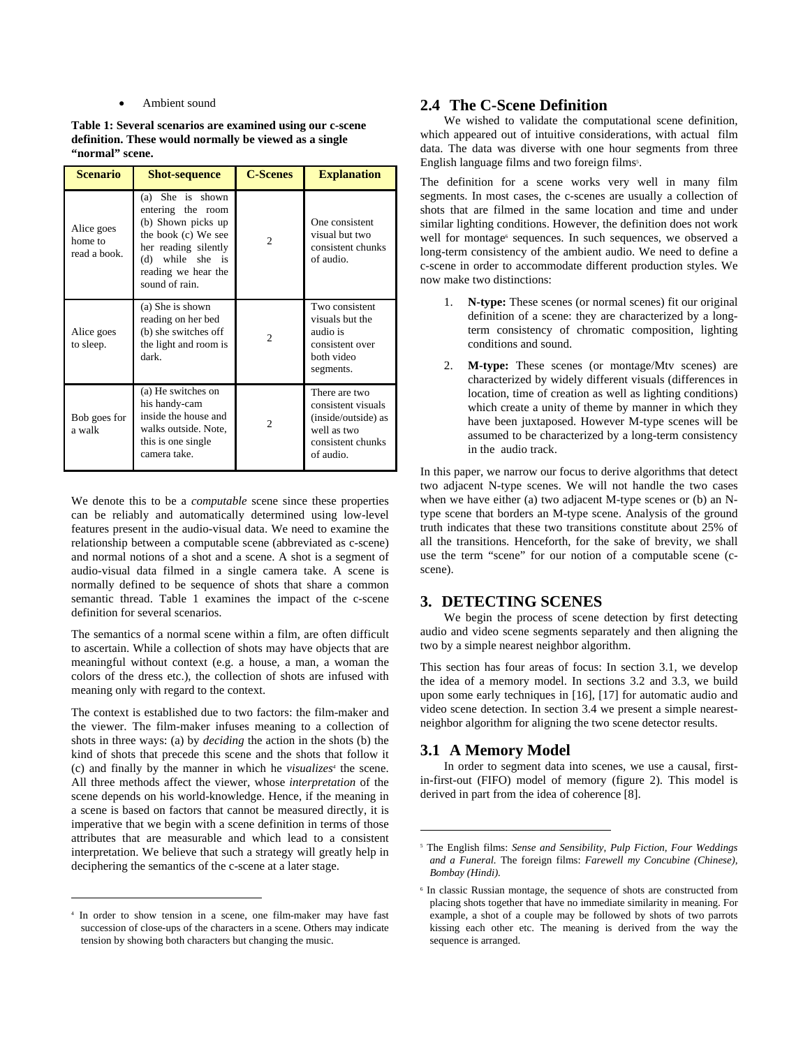- Ambient sound

**Table 1: Several scenarios are examined using our c-scene definition. These would normally be viewed as a single "normal" scene.**

| Scenario | Shot-sequence | C-Scenes | Explanation |
|---|---|---|---|
| Alice goes home to read a book. | (a) She is shown entering the room (b) Shown picks up the book (c) We see her reading silently (d) while she is reading we hear the sound of rain. | 2 | One consistent visual but two consistent chunks of audio. |
| Alice goes to sleep. | (a) She is shown reading on her bed (b) she switches off the light and room is dark. | 2 | Two consistent visuals but the audio is consistent over both video segments. |
| Bob goes for a walk | (a) He switches on his handy-cam inside the house and walks outside. Note, this is one single camera take. | 2 | There are two consistent visuals (inside/outside) as well as two consistent chunks of audio. |

We denote this to be a *computable* scene since these properties can be reliably and automatically determined using low-level features present in the audio-visual data. We need to examine the relationship between a computable scene (abbreviated as c-scene) and normal notions of a shot and a scene. A shot is a segment of audio-visual data filmed in a single camera take. A scene is normally defined to be sequence of shots that share a common semantic thread. Table 1 examines the impact of the c-scene definition for several scenarios.

The semantics of a normal scene within a film, are often difficult to ascertain. While a collection of shots may have objects that are meaningful without context (e.g. a house, a man, a woman the colors of the dress etc.), the collection of shots are infused with meaning only with regard to the context.

The context is established due to two factors: the film-maker and the viewer. The film-maker infuses meaning to a collection of shots in three ways: (a) by *deciding* the action in the shots (b) the kind of shots that precede this scene and the shots that follow it (c) and finally by the manner in which he *visualizes*[4] the scene. All three methods affect the viewer, whose *interpretation* of the scene depends on his world-knowledge. Hence, if the meaning in a scene is based on factors that cannot be measured directly, it is imperative that we begin with a scene definition in terms of those attributes that are measurable and which lead to a consistent interpretation. We believe that such a strategy will greatly help in deciphering the semantics of the c-scene at a later stage.

[4] In order to show tension in a scene, one film-maker may have fast succession of close-ups of the characters in a scene. Others may indicate tension by showing both characters but changing the music.

## 2.4 The C-Scene Definition

We wished to validate the computational scene definition, which appeared out of intuitive considerations, with actual film data. The data was diverse with one hour segments from three English language films and two foreign films[5].

The definition for a scene works very well in many film segments. In most cases, the c-scenes are usually a collection of shots that are filmed in the same location and time and under similar lighting conditions. However, the definition does not work well for montage[6] sequences. In such sequences, we observed a long-term consistency of the ambient audio. We need to define a c-scene in order to accommodate different production styles. We now make two distinctions:

1. **N-type:** These scenes (or normal scenes) fit our original definition of a scene: they are characterized by a long-term consistency of chromatic composition, lighting conditions and sound.
2. **M-type:** These scenes (or montage/Mtv scenes) are characterized by widely different visuals (differences in location, time of creation as well as lighting conditions) which create a unity of theme by manner in which they have been juxtaposed. However M-type scenes will be assumed to be characterized by a long-term consistency in the audio track.

In this paper, we narrow our focus to derive algorithms that detect two adjacent N-type scenes. We will not handle the two cases when we have either (a) two adjacent M-type scenes or (b) an N-type scene that borders an M-type scene. Analysis of the ground truth indicates that these two transitions constitute about 25% of all the transitions. Henceforth, for the sake of brevity, we shall use the term "scene" for our notion of a computable scene (c-scene).

# 3. DETECTING SCENES

We begin the process of scene detection by first detecting audio and video scene segments separately and then aligning the two by a simple nearest neighbor algorithm.

This section has four areas of focus: In section 3.1, we develop the idea of a memory model. In sections 3.2 and 3.3, we build upon some early techniques in [16], [17] for automatic audio and video scene detection. In section 3.4 we present a simple nearest-neighbor algorithm for aligning the two scene detector results.

## 3.1 A Memory Model

In order to segment data into scenes, we use a causal, first-in-first-out (FIFO) model of memory (figure 2). This model is derived in part from the idea of coherence [8].

[5] The English films: *Sense and Sensibility, Pulp Fiction, Four Weddings and a Funeral.* The foreign films: *Farewell my Concubine (Chinese), Bombay (Hindi).*

[6] In classic Russian montage, the sequence of shots are constructed from placing shots together that have no immediate similarity in meaning. For example, a shot of a couple may be followed by shots of two parrots kissing each other etc. The meaning is derived from the way the sequence is arranged.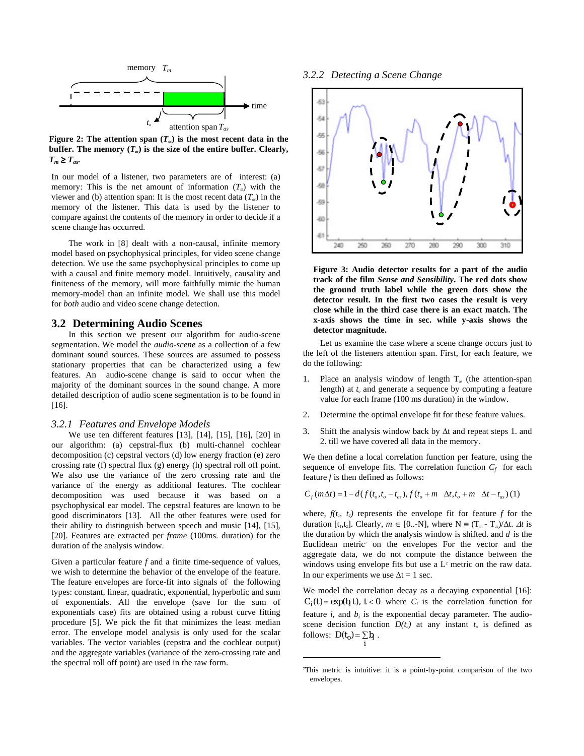**Figure 2: The attention span ($T_{as}$) is the most recent data in the buffer. The memory ($T_m$) is the size of the entire buffer. Clearly, $T_m \geq T_{as}$.**

In our model of a listener, two parameters are of interest: (a) memory: This is the net amount of information ($T_m$) with the viewer and (b) attention span: It is the most recent data ($T_{as}$) in the memory of the listener. This data is used by the listener to compare against the contents of the memory in order to decide if a scene change has occurred.

The work in [8] dealt with a non-causal, infinite memory model based on psychophysical principles, for video scene change detection. We use the same psychophysical principles to come up with a causal and finite memory model. Intuitively, causality and finiteness of the memory, will more faithfully mimic the human memory-model than an infinite model. We shall use this model for *both* audio and video scene change detection.

## 3.2 Determining Audio Scenes

In this section we present our algorithm for audio-scene segmentation. We model the *audio-scene* as a collection of a few dominant sound sources. These sources are assumed to possess stationary properties that can be characterized using a few features. An audio-scene change is said to occur when the majority of the dominant sources in the sound change. A more detailed description of audio scene segmentation is to be found in [16].

### 3.2.1 Features and Envelope Models

We use ten different features [13], [14], [15], [16], [20] in our algorithm: (a) cepstral-flux (b) multi-channel cochlear decomposition (c) cepstral vectors (d) low energy fraction (e) zero crossing rate (f) spectral flux (g) energy (h) spectral roll off point. We also use the variance of the zero crossing rate and the variance of the energy as additional features. The cochlear decomposition was used because it was based on a psychophysical ear model. The cepstral features are known to be good discriminators [13]. All the other features were used for their ability to distinguish between speech and music [14], [15], [20]. Features are extracted per *frame* (100ms. duration) for the duration of the analysis window.

Given a particular feature $f$ and a finite time-sequence of values, we wish to determine the behavior of the envelope of the feature. The feature envelopes are force-fit into signals of the following types: constant, linear, quadratic, exponential, hyperbolic and sum of exponentials. All the envelope (save for the sum of exponentials case) fits are obtained using a robust curve fitting procedure [5]. We pick the fit that minimizes the least median error. The envelope model analysis is only used for the scalar variables. The vector variables (the cepstra and the cochlear output) and the aggregate variables (variance of the zero-crossing rate and the spectral roll off point) are used in the raw form.

### 3.2.2 Detecting a Scene Change

**Figure 3: Audio detector results for a part of the audio track of the film *Sense and Sensibility*. The red dots show the ground truth label while the green dots show the detector result. In the first two cases the result is very close while in the third case there is an exact match. The x-axis shows the time in sec. while y-axis shows the detector magnitude.**

Let us examine the case where a scene change occurs just to the left of the listeners attention span. First, for each feature, we do the following:

1. Place an analysis window of length $T_{as}$ (the attention-span length) at $t_o$ and generate a sequence by computing a feature value for each frame (100 ms duration) in the window.
2. Determine the optimal envelope fit for these feature values.
3. Shift the analysis window back by $\Delta t$ and repeat steps 1. and 2. till we have covered all data in the memory.

We then define a local correlation function per feature, using the sequence of envelope fits. The correlation function $C_f$ for each feature $f$ is then defined as follows:

$$C_f(m\Delta t) = 1 - d(f(t_o, t_o - t_{as}), f(t_o + m\ \ \Delta t, t_o + m\ \ \Delta t - t_{as})) \quad (1)$$

where, $f(t_1, t_2)$ represents the envelope fit for feature $f$ for the duration $[t_1, t_2]$. Clearly, $m \in [0..-N]$, where $N \equiv (T_m - T_{as})/\Delta t$. $\Delta t$ is the duration by which the analysis window is shifted. and $d$ is the Euclidean metric[7] on the envelopes For the vector and the aggregate data, we do not compute the distance between the windows using envelope fits but use a $L^2$ metric on the raw data. In our experiments we use $\Delta t = 1$ sec.

We model the correlation decay as a decaying exponential [16]: $C_i(t) = \exp(b_i t),\ t < 0$ where $C_i$ is the correlation function for feature $i$, and $b_i$ is the exponential decay parameter. The audio-scene decision function $D(t_o)$ at any instant $t_o$ is defined as follows: $D(t_o) = \sum_i b_i$.

---

[7] This metric is intuitive: it is a point-by-point comparison of the two envelopes.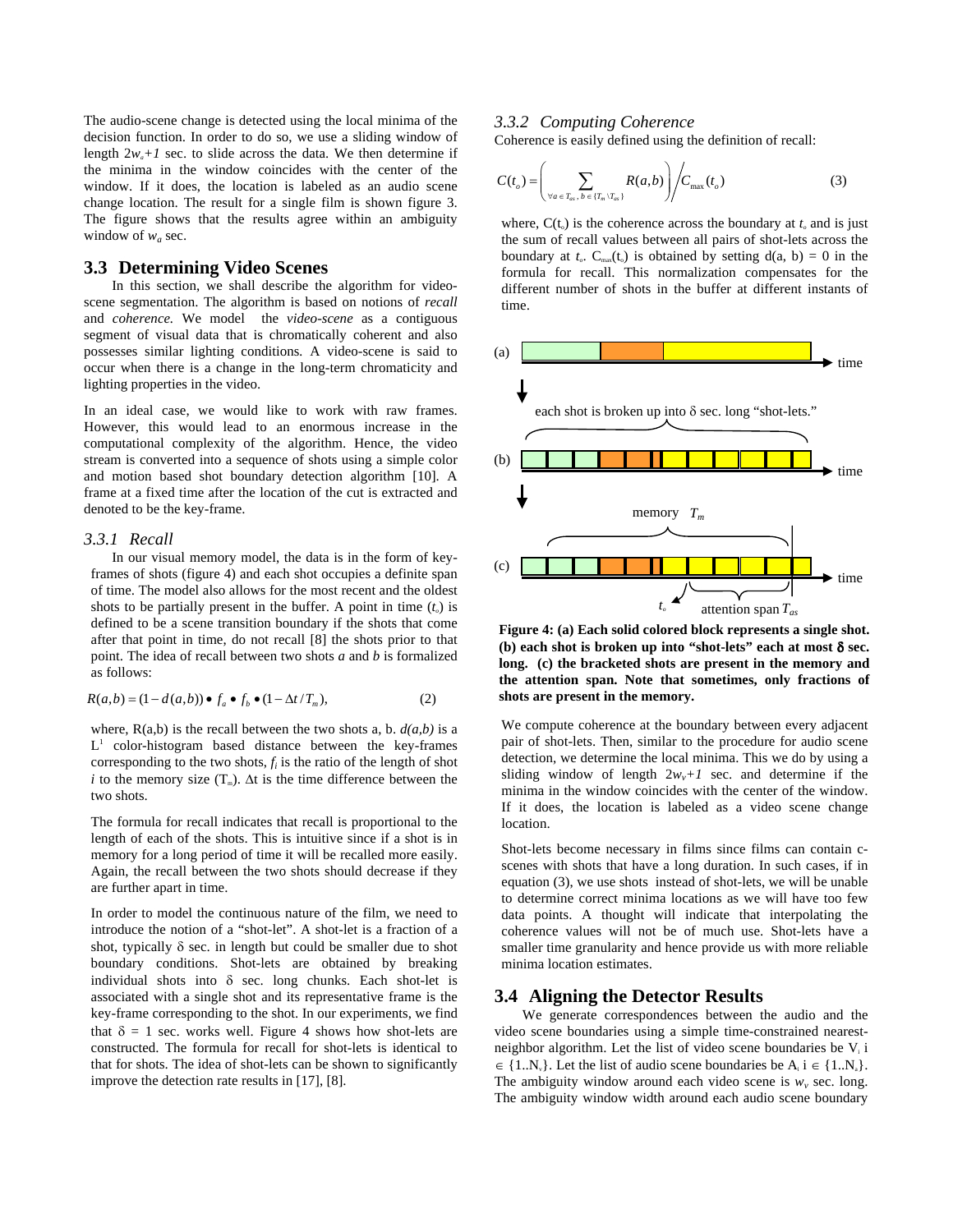The audio-scene change is detected using the local minima of the decision function. In order to do so, we use a sliding window of length $2w_a+1$ sec. to slide across the data. We then determine if the minima in the window coincides with the center of the window. If it does, the location is labeled as an audio scene change location. The result for a single film is shown figure 3. The figure shows that the results agree within an ambiguity window of $w_a$ sec.

## 3.3 Determining Video Scenes

In this section, we shall describe the algorithm for video-scene segmentation. The algorithm is based on notions of *recall* and *coherence.* We model the *video-scene* as a contiguous segment of visual data that is chromatically coherent and also possesses similar lighting conditions. A video-scene is said to occur when there is a change in the long-term chromaticity and lighting properties in the video.

In an ideal case, we would like to work with raw frames. However, this would lead to an enormous increase in the computational complexity of the algorithm. Hence, the video stream is converted into a sequence of shots using a simple color and motion based shot boundary detection algorithm [10]. A frame at a fixed time after the location of the cut is extracted and denoted to be the key-frame.

### 3.3.1 Recall

In our visual memory model, the data is in the form of key-frames of shots (figure 4) and each shot occupies a definite span of time. The model also allows for the most recent and the oldest shots to be partially present in the buffer. A point in time ($t_o$) is defined to be a scene transition boundary if the shots that come after that point in time, do not recall [8] the shots prior to that point. The idea of recall between two shots *a* and *b* is formalized as follows:

$$R(a,b) = (1 - d(a,b)) \bullet f_a \bullet f_b \bullet (1 - \Delta t / T_m), \tag{2}$$

where, R(a,b) is the recall between the two shots a, b. $d(a,b)$ is a $L^1$ color-histogram based distance between the key-frames corresponding to the two shots, $f_i$ is the ratio of the length of shot $i$ to the memory size ($T_m$). $\Delta t$ is the time difference between the two shots.

The formula for recall indicates that recall is proportional to the length of each of the shots. This is intuitive since if a shot is in memory for a long period of time it will be recalled more easily. Again, the recall between the two shots should decrease if they are further apart in time.

In order to model the continuous nature of the film, we need to introduce the notion of a "shot-let". A shot-let is a fraction of a shot, typically $\delta$ sec. in length but could be smaller due to shot boundary conditions. Shot-lets are obtained by breaking individual shots into $\delta$ sec. long chunks. Each shot-let is associated with a single shot and its representative frame is the key-frame corresponding to the shot. In our experiments, we find that $\delta = 1$ sec. works well. Figure 4 shows how shot-lets are constructed. The formula for recall for shot-lets is identical to that for shots. The idea of shot-lets can be shown to significantly improve the detection rate results in [17], [8].

### 3.3.2 Computing Coherence

Coherence is easily defined using the definition of recall:

$$C(t_o) = \left( \sum_{\forall a \in T_{as},\, b \in \{T_m \setminus T_{as}\}} R(a,b) \right) \Big/ C_{\max}(t_o) \tag{3}$$

where, $C(t_o)$ is the coherence across the boundary at $t_o$ and is just the sum of recall values between all pairs of shot-lets across the boundary at $t_o$. $C_{max}(t_o)$ is obtained by setting $d(a, b) = 0$ in the formula for recall. This normalization compensates for the different number of shots in the buffer at different instants of time.

**Figure 4: (a) Each solid colored block represents a single shot. (b) each shot is broken up into "shot-lets" each at most $\delta$ sec. long. (c) the bracketed shots are present in the memory and the attention span. Note that sometimes, only fractions of shots are present in the memory.**

We compute coherence at the boundary between every adjacent pair of shot-lets. Then, similar to the procedure for audio scene detection, we determine the local minima. This we do by using a sliding window of length $2w_v+1$ sec. and determine if the minima in the window coincides with the center of the window. If it does, the location is labeled as a video scene change location.

Shot-lets become necessary in films since films can contain c-scenes with shots that have a long duration. In such cases, if in equation (3), we use shots instead of shot-lets, we will be unable to determine correct minima locations as we will have too few data points. A thought will indicate that interpolating the coherence values will not be of much use. Shot-lets have a smaller time granularity and hence provide us with more reliable minima location estimates.

## 3.4 Aligning the Detector Results

We generate correspondences between the audio and the video scene boundaries using a simple time-constrained nearest-neighbor algorithm. Let the list of video scene boundaries be $V_i$ $i \in \{1..N_v\}$. Let the list of audio scene boundaries be $A_i$ $i \in \{1..N_a\}$. The ambiguity window around each video scene is $w_v$ sec. long. The ambiguity window width around each audio scene boundary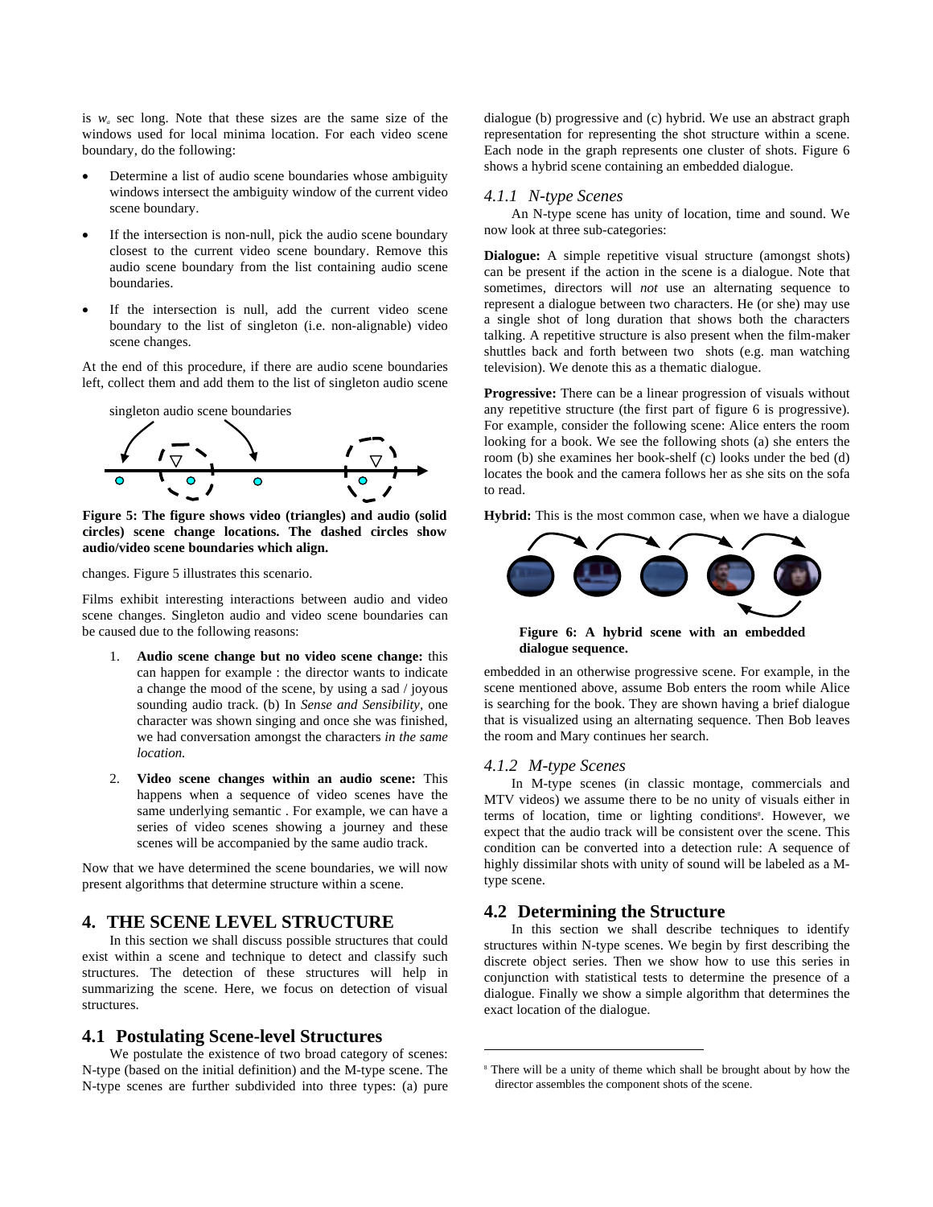is $w_a$ sec long. Note that these sizes are the same size of the windows used for local minima location. For each video scene boundary, do the following:

- Determine a list of audio scene boundaries whose ambiguity windows intersect the ambiguity window of the current video scene boundary.
- If the intersection is non-null, pick the audio scene boundary closest to the current video scene boundary. Remove this audio scene boundary from the list containing audio scene boundaries.
- If the intersection is null, add the current video scene boundary to the list of singleton (i.e. non-alignable) video scene changes.

At the end of this procedure, if there are audio scene boundaries left, collect them and add them to the list of singleton audio scene changes. Figure 5 illustrates this scenario.

singleton audio scene boundaries

**Figure 5: The figure shows video (triangles) and audio (solid circles) scene change locations. The dashed circles show audio/video scene boundaries which align.**

Films exhibit interesting interactions between audio and video scene changes. Singleton audio and video scene boundaries can be caused due to the following reasons:

1. **Audio scene change but no video scene change:** this can happen for example : the director wants to indicate a change the mood of the scene, by using a sad / joyous sounding audio track. (b) In *Sense and Sensibility*, one character was shown singing and once she was finished, we had conversation amongst the characters *in the same location.*
2. **Video scene changes within an audio scene:** This happens when a sequence of video scenes have the same underlying semantic . For example, we can have a series of video scenes showing a journey and these scenes will be accompanied by the same audio track.

Now that we have determined the scene boundaries, we will now present algorithms that determine structure within a scene.

# 4. THE SCENE LEVEL STRUCTURE

In this section we shall discuss possible structures that could exist within a scene and technique to detect and classify such structures. The detection of these structures will help in summarizing the scene. Here, we focus on detection of visual structures.

## 4.1 Postulating Scene-level Structures

We postulate the existence of two broad category of scenes: N-type (based on the initial definition) and the M-type scene. The N-type scenes are further subdivided into three types: (a) pure dialogue (b) progressive and (c) hybrid. We use an abstract graph representation for representing the shot structure within a scene. Each node in the graph represents one cluster of shots. Figure 6 shows a hybrid scene containing an embedded dialogue.

### 4.1.1 N-type Scenes

An N-type scene has unity of location, time and sound. We now look at three sub-categories:

**Dialogue:** A simple repetitive visual structure (amongst shots) can be present if the action in the scene is a dialogue. Note that sometimes, directors will *not* use an alternating sequence to represent a dialogue between two characters. He (or she) may use a single shot of long duration that shows both the characters talking. A repetitive structure is also present when the film-maker shuttles back and forth between two shots (e.g. man watching television). We denote this as a thematic dialogue.

**Progressive:** There can be a linear progression of visuals without any repetitive structure (the first part of figure 6 is progressive). For example, consider the following scene: Alice enters the room looking for a book. We see the following shots (a) she enters the room (b) she examines her book-shelf (c) looks under the bed (d) locates the book and the camera follows her as she sits on the sofa to read.

**Hybrid:** This is the most common case, when we have a dialogue embedded in an otherwise progressive scene. For example, in the scene mentioned above, assume Bob enters the room while Alice is searching for the book. They are shown having a brief dialogue that is visualized using an alternating sequence. Then Bob leaves the room and Mary continues her search.

**Figure 6: A hybrid scene with an embedded dialogue sequence.**

### 4.1.2 M-type Scenes

In M-type scenes (in classic montage, commercials and MTV videos) we assume there to be no unity of visuals either in terms of location, time or lighting conditions[8]. However, we expect that the audio track will be consistent over the scene. This condition can be converted into a detection rule: A sequence of highly dissimilar shots with unity of sound will be labeled as a M-type scene.

## 4.2 Determining the Structure

In this section we shall describe techniques to identify structures within N-type scenes. We begin by first describing the discrete object series. Then we show how to use this series in conjunction with statistical tests to determine the presence of a dialogue. Finally we show a simple algorithm that determines the exact location of the dialogue.

---

[8] There will be a unity of theme which shall be brought about by how the director assembles the component shots of the scene.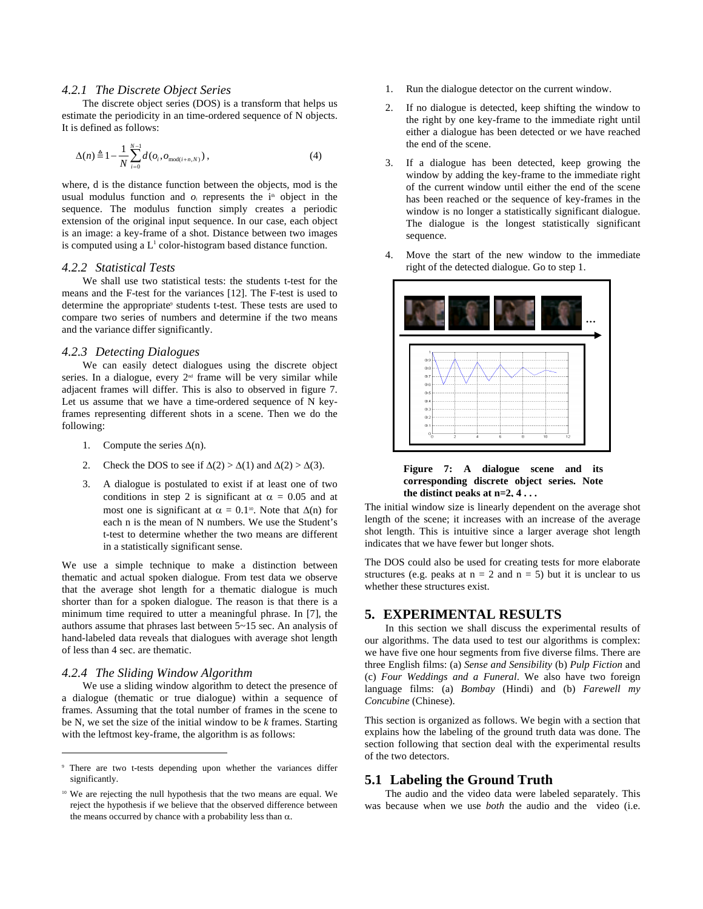### 4.2.1 The Discrete Object Series

The discrete object series (DOS) is a transform that helps us estimate the periodicity in an time-ordered sequence of N objects. It is defined as follows:

$$\Delta(n) \triangleq 1 - \frac{1}{N} \sum_{i=0}^{N-1} d(o_i, o_{\text{mod}(i+n,N)}), \tag{4}$$

where, d is the distance function between the objects, mod is the usual modulus function and $o_i$ represents the i[th] object in the sequence. The modulus function simply creates a periodic extension of the original input sequence. In our case, each object is an image: a key-frame of a shot. Distance between two images is computed using a $L^1$ color-histogram based distance function.

### 4.2.2 Statistical Tests

We shall use two statistical tests: the students t-test for the means and the F-test for the variances [12]. The F-test is used to determine the appropriate[9] students t-test. These tests are used to compare two series of numbers and determine if the two means and the variance differ significantly.

### 4.2.3 Detecting Dialogues

We can easily detect dialogues using the discrete object series. In a dialogue, every 2[nd] frame will be very similar while adjacent frames will differ. This is also to observed in figure 7. Let us assume that we have a time-ordered sequence of N key-frames representing different shots in a scene. Then we do the following:

1. Compute the series $\Delta(n)$.
2. Check the DOS to see if $\Delta(2) > \Delta(1)$ and $\Delta(2) > \Delta(3)$.
3. A dialogue is postulated to exist if at least one of two conditions in step 2 is significant at $\alpha = 0.05$ and at most one is significant at $\alpha = 0.1$[10]. Note that $\Delta(n)$ for each n is the mean of N numbers. We use the Student's t-test to determine whether the two means are different in a statistically significant sense.

We use a simple technique to make a distinction between thematic and actual spoken dialogue. From test data we observe that the average shot length for a thematic dialogue is much shorter than for a spoken dialogue. The reason is that there is a minimum time required to utter a meaningful phrase. In [7], the authors assume that phrases last between 5~15 sec. An analysis of hand-labeled data reveals that dialogues with average shot length of less than 4 sec. are thematic.

### 4.2.4 The Sliding Window Algorithm

We use a sliding window algorithm to detect the presence of a dialogue (thematic or true dialogue) within a sequence of frames. Assuming that the total number of frames in the scene to be N, we set the size of the initial window to be *k* frames. Starting with the leftmost key-frame, the algorithm is as follows:

1. Run the dialogue detector on the current window.
2. If no dialogue is detected, keep shifting the window to the right by one key-frame to the immediate right until either a dialogue has been detected or we have reached the end of the scene.
3. If a dialogue has been detected, keep growing the window by adding the key-frame to the immediate right of the current window until either the end of the scene has been reached or the sequence of key-frames in the window is no longer a statistically significant dialogue. The dialogue is the longest statistically significant sequence.
4. Move the start of the new window to the immediate right of the detected dialogue. Go to step 1.

**Figure 7: A dialogue scene and its corresponding discrete object series. Note the distinct peaks at n=2, 4 . . .**

The initial window size is linearly dependent on the average shot length of the scene; it increases with an increase of the average shot length. This is intuitive since a larger average shot length indicates that we have fewer but longer shots.

The DOS could also be used for creating tests for more elaborate structures (e.g. peaks at n = 2 and n = 5) but it is unclear to us whether these structures exist.

## 5. EXPERIMENTAL RESULTS

In this section we shall discuss the experimental results of our algorithms. The data used to test our algorithms is complex: we have five one hour segments from five diverse films. There are three English films: (a) *Sense and Sensibility* (b) *Pulp Fiction* and (c) *Four Weddings and a Funeral*. We also have two foreign language films: (a) *Bombay* (Hindi) and (b) *Farewell my Concubine* (Chinese).

This section is organized as follows. We begin with a section that explains how the labeling of the ground truth data was done. The section following that section deal with the experimental results of the two detectors.

## 5.1 Labeling the Ground Truth

The audio and the video data were labeled separately. This was because when we use *both* the audio and the video (i.e.

---

[9] There are two t-tests depending upon whether the variances differ significantly.

[10] We are rejecting the null hypothesis that the two means are equal. We reject the hypothesis if we believe that the observed difference between the means occurred by chance with a probability less than $\alpha$.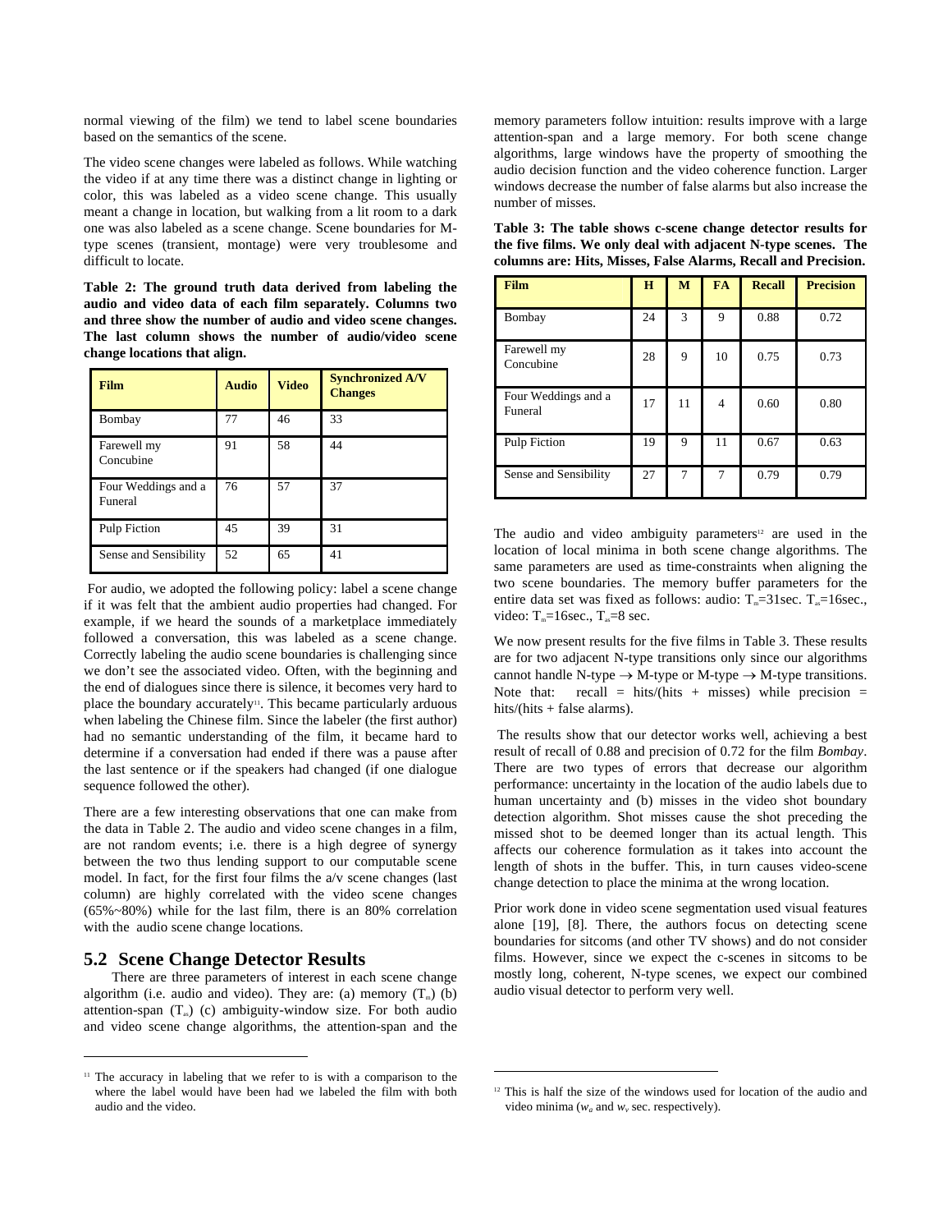normal viewing of the film) we tend to label scene boundaries based on the semantics of the scene.

The video scene changes were labeled as follows. While watching the video if at any time there was a distinct change in lighting or color, this was labeled as a video scene change. This usually meant a change in location, but walking from a lit room to a dark one was also labeled as a scene change. Scene boundaries for M-type scenes (transient, montage) were very troublesome and difficult to locate.

**Table 2: The ground truth data derived from labeling the audio and video data of each film separately. Columns two and three show the number of audio and video scene changes. The last column shows the number of audio/video scene change locations that align.**

| Film | Audio | Video | Synchronized A/V Changes |
|---|---|---|---|
| Bombay | 77 | 46 | 33 |
| Farewell my Concubine | 91 | 58 | 44 |
| Four Weddings and a Funeral | 76 | 57 | 37 |
| Pulp Fiction | 45 | 39 | 31 |
| Sense and Sensibility | 52 | 65 | 41 |

For audio, we adopted the following policy: label a scene change if it was felt that the ambient audio properties had changed. For example, if we heard the sounds of a marketplace immediately followed a conversation, this was labeled as a scene change. Correctly labeling the audio scene boundaries is challenging since we don't see the associated video. Often, with the beginning and the end of dialogues since there is silence, it becomes very hard to place the boundary accurately[11]. This became particularly arduous when labeling the Chinese film. Since the labeler (the first author) had no semantic understanding of the film, it became hard to determine if a conversation had ended if there was a pause after the last sentence or if the speakers had changed (if one dialogue sequence followed the other).

There are a few interesting observations that one can make from the data in Table 2. The audio and video scene changes in a film, are not random events; i.e. there is a high degree of synergy between the two thus lending support to our computable scene model. In fact, for the first four films the a/v scene changes (last column) are highly correlated with the video scene changes (65%~80%) while for the last film, there is an 80% correlation with the audio scene change locations.

## 5.2 Scene Change Detector Results

There are three parameters of interest in each scene change algorithm (i.e. audio and video). They are: (a) memory ($T_m$) (b) attention-span ($T_{as}$) (c) ambiguity-window size. For both audio and video scene change algorithms, the attention-span and the memory parameters follow intuition: results improve with a large attention-span and a large memory. For both scene change algorithms, large windows have the property of smoothing the audio decision function and the video coherence function. Larger windows decrease the number of false alarms but also increase the number of misses.

**Table 3: The table shows c-scene change detector results for the five films. We only deal with adjacent N-type scenes. The columns are: Hits, Misses, False Alarms, Recall and Precision.**

| Film | H | M | FA | Recall | Precision |
|---|---|---|---|---|---|
| Bombay | 24 | 3 | 9 | 0.88 | 0.72 |
| Farewell my Concubine | 28 | 9 | 10 | 0.75 | 0.73 |
| Four Weddings and a Funeral | 17 | 11 | 4 | 0.60 | 0.80 |
| Pulp Fiction | 19 | 9 | 11 | 0.67 | 0.63 |
| Sense and Sensibility | 27 | 7 | 7 | 0.79 | 0.79 |

The audio and video ambiguity parameters[12] are used in the location of local minima in both scene change algorithms. The same parameters are used as time-constraints when aligning the two scene boundaries. The memory buffer parameters for the entire data set was fixed as follows: audio: $T_m$=31sec. $T_{as}$=16sec., video: $T_m$=16sec., $T_{as}$=8 sec.

We now present results for the five films in Table 3. These results are for two adjacent N-type transitions only since our algorithms cannot handle N-type $\rightarrow$ M-type or M-type $\rightarrow$ M-type transitions. Note that: recall = hits/(hits + misses) while precision = hits/(hits + false alarms).

The results show that our detector works well, achieving a best result of recall of 0.88 and precision of 0.72 for the film *Bombay*. There are two types of errors that decrease our algorithm performance: uncertainty in the location of the audio labels due to human uncertainty and (b) misses in the video shot boundary detection algorithm. Shot misses cause the shot preceding the missed shot to be deemed longer than its actual length. This affects our coherence formulation as it takes into account the length of shots in the buffer. This, in turn causes video-scene change detection to place the minima at the wrong location.

Prior work done in video scene segmentation used visual features alone [19], [8]. There, the authors focus on detecting scene boundaries for sitcoms (and other TV shows) and do not consider films. However, since we expect the c-scenes in sitcoms to be mostly long, coherent, N-type scenes, we expect our combined audio visual detector to perform very well.

---

[11] The accuracy in labeling that we refer to is with a comparison to the where the label would have been had we labeled the film with both audio and the video.

[12] This is half the size of the windows used for location of the audio and video minima ($w_a$ and $w_v$ sec. respectively).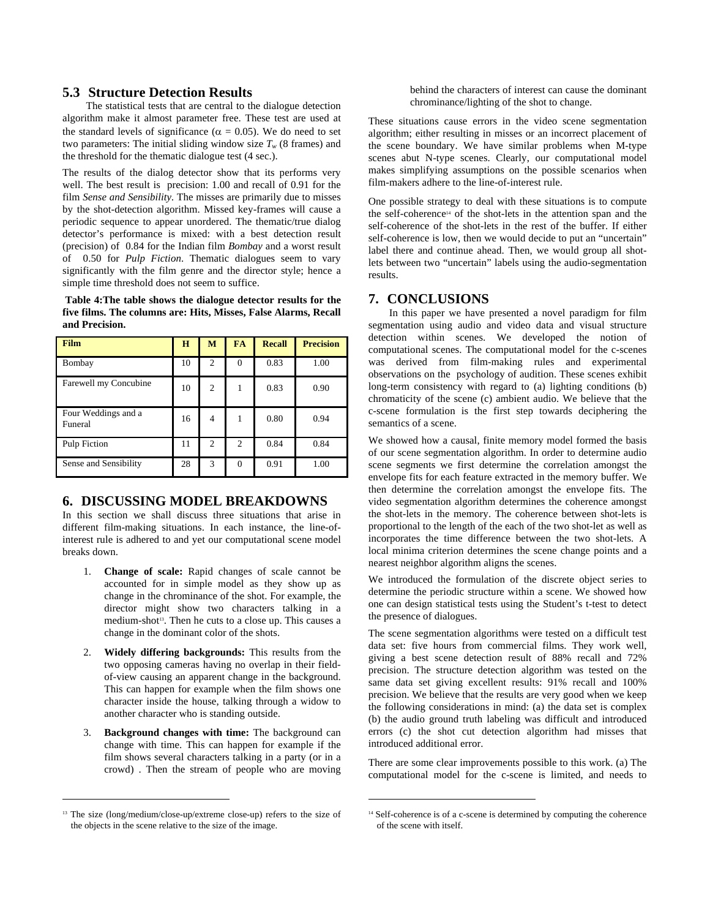## 5.3 Structure Detection Results

The statistical tests that are central to the dialogue detection algorithm make it almost parameter free. These test are used at the standard levels of significance ($\alpha$ = 0.05). We do need to set two parameters: The initial sliding window size $T_w$ (8 frames) and the threshold for the thematic dialogue test (4 sec.).

The results of the dialog detector show that its performs very well. The best result is precision: 1.00 and recall of 0.91 for the film *Sense and Sensibility*. The misses are primarily due to misses by the shot-detection algorithm. Missed key-frames will cause a periodic sequence to appear unordered. The thematic/true dialog detector's performance is mixed: with a best detection result (precision) of 0.84 for the Indian film *Bombay* and a worst result of 0.50 for *Pulp Fiction*. Thematic dialogues seem to vary significantly with the film genre and the director style; hence a simple time threshold does not seem to suffice.

**Table 4:The table shows the dialogue detector results for the five films. The columns are: Hits, Misses, False Alarms, Recall and Precision.**

| Film | H | M | FA | Recall | Precision |
|---|---|---|---|---|---|
| Bombay | 10 | 2 | 0 | 0.83 | 1.00 |
| Farewell my Concubine | 10 | 2 | 1 | 0.83 | 0.90 |
| Four Weddings and a Funeral | 16 | 4 | 1 | 0.80 | 0.94 |
| Pulp Fiction | 11 | 2 | 2 | 0.84 | 0.84 |
| Sense and Sensibility | 28 | 3 | 0 | 0.91 | 1.00 |

## 6. DISCUSSING MODEL BREAKDOWNS

In this section we shall discuss three situations that arise in different film-making situations. In each instance, the line-of-interest rule is adhered to and yet our computational scene model breaks down.

1. **Change of scale:** Rapid changes of scale cannot be accounted for in simple model as they show up as change in the chrominance of the shot. For example, the director might show two characters talking in a medium-shot[13]. Then he cuts to a close up. This causes a change in the dominant color of the shots.
2. **Widely differing backgrounds:** This results from the two opposing cameras having no overlap in their field-of-view causing an apparent change in the background. This can happen for example when the film shows one character inside the house, talking through a widow to another character who is standing outside.
3. **Background changes with time:** The background can change with time. This can happen for example if the film shows several characters talking in a party (or in a crowd) . Then the stream of people who are moving behind the characters of interest can cause the dominant chrominance/lighting of the shot to change.

These situations cause errors in the video scene segmentation algorithm; either resulting in misses or an incorrect placement of the scene boundary. We have similar problems when M-type scenes abut N-type scenes. Clearly, our computational model makes simplifying assumptions on the possible scenarios when film-makers adhere to the line-of-interest rule.

One possible strategy to deal with these situations is to compute the self-coherence[14] of the shot-lets in the attention span and the self-coherence of the shot-lets in the rest of the buffer. If either self-coherence is low, then we would decide to put an "uncertain" label there and continue ahead. Then, we would group all shot-lets between two "uncertain" labels using the audio-segmentation results.

## 7. CONCLUSIONS

In this paper we have presented a novel paradigm for film segmentation using audio and video data and visual structure detection within scenes. We developed the notion of computational scenes. The computational model for the c-scenes was derived from film-making rules and experimental observations on the psychology of audition. These scenes exhibit long-term consistency with regard to (a) lighting conditions (b) chromaticity of the scene (c) ambient audio. We believe that the c-scene formulation is the first step towards deciphering the semantics of a scene.

We showed how a causal, finite memory model formed the basis of our scene segmentation algorithm. In order to determine audio scene segments we first determine the correlation amongst the envelope fits for each feature extracted in the memory buffer. We then determine the correlation amongst the envelope fits. The video segmentation algorithm determines the coherence amongst the shot-lets in the memory. The coherence between shot-lets is proportional to the length of the each of the two shot-let as well as incorporates the time difference between the two shot-lets. A local minima criterion determines the scene change points and a nearest neighbor algorithm aligns the scenes.

We introduced the formulation of the discrete object series to determine the periodic structure within a scene. We showed how one can design statistical tests using the Student's t-test to detect the presence of dialogues.

The scene segmentation algorithms were tested on a difficult test data set: five hours from commercial films. They work well, giving a best scene detection result of 88% recall and 72% precision. The structure detection algorithm was tested on the same data set giving excellent results: 91% recall and 100% precision. We believe that the results are very good when we keep the following considerations in mind: (a) the data set is complex (b) the audio ground truth labeling was difficult and introduced errors (c) the shot cut detection algorithm had misses that introduced additional error.

There are some clear improvements possible to this work. (a) The computational model for the c-scene is limited, and needs to

[13] The size (long/medium/close-up/extreme close-up) refers to the size of the objects in the scene relative to the size of the image.

[14] Self-coherence is of a c-scene is determined by computing the coherence of the scene with itself.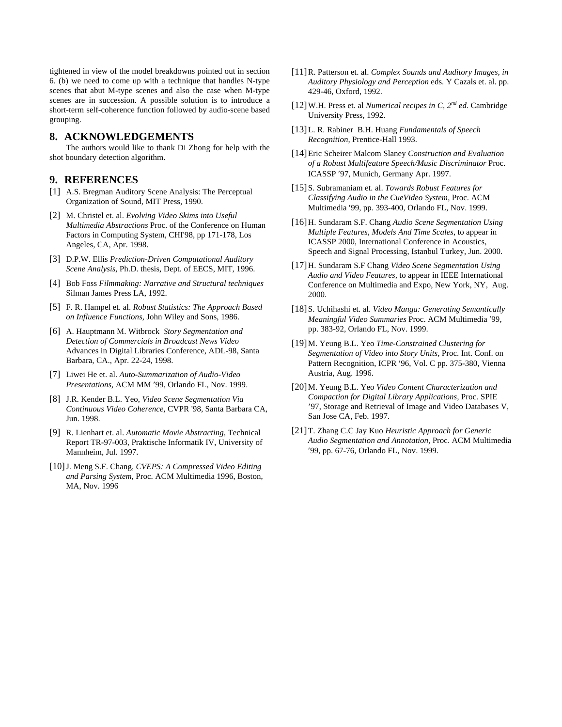tightened in view of the model breakdowns pointed out in section 6. (b) we need to come up with a technique that handles N-type scenes that abut M-type scenes and also the case when M-type scenes are in succession. A possible solution is to introduce a short-term self-coherence function followed by audio-scene based grouping.

## 8. ACKNOWLEDGEMENTS

The authors would like to thank Di Zhong for help with the shot boundary detection algorithm.

## 9. REFERENCES

[1] A.S. Bregman Auditory Scene Analysis: The Perceptual Organization of Sound, MIT Press, 1990.

[2] M. Christel et. al. *Evolving Video Skims into Useful Multimedia Abstractions* Proc. of the Conference on Human Factors in Computing System, CHI'98, pp 171-178, Los Angeles, CA, Apr. 1998.

[3] D.P.W. Ellis *Prediction-Driven Computational Auditory Scene Analysis,* Ph.D. thesis, Dept. of EECS, MIT, 1996.

[4] Bob Foss *Filmmaking: Narrative and Structural techniques* Silman James Press LA, 1992.

[5] F. R. Hampel et. al. *Robust Statistics: The Approach Based on Influence Functions,* John Wiley and Sons, 1986.

[6] A. Hauptmann M. Witbrock *Story Segmentation and Detection of Commercials in Broadcast News Video* Advances in Digital Libraries Conference, ADL-98, Santa Barbara, CA., Apr. 22-24, 1998.

[7] Liwei He et. al. *Auto-Summarization of Audio-Video Presentations,* ACM MM ′99, Orlando FL, Nov. 1999.

[8] J.R. Kender B.L. Yeo, *Video Scene Segmentation Via Continuous Video Coherence,* CVPR '98, Santa Barbara CA, Jun. 1998.

[9] R. Lienhart et. al. *Automatic Movie Abstracting,* Technical Report TR-97-003, Praktische Informatik IV, University of Mannheim, Jul. 1997.

[10] J. Meng S.F. Chang, *CVEPS: A Compressed Video Editing and Parsing System*, Proc. ACM Multimedia 1996, Boston, MA, Nov. 1996

[11] R. Patterson et. al. *Complex Sounds and Auditory Images, in Auditory Physiology and Perception* eds. Y Cazals et. al. pp. 429-46, Oxford, 1992.

[12] W.H. Press et. al *Numerical recipes in C, 2nd ed.* Cambridge University Press, 1992.

[13] L. R. Rabiner B.H. Huang *Fundamentals of Speech Recognition,* Prentice-Hall 1993.

[14] Eric Scheirer Malcom Slaney *Construction and Evaluation of a Robust Multifeature Speech/Music Discriminator* Proc. ICASSP ′97, Munich, Germany Apr. 1997.

[15] S. Subramaniam et. al. *Towards Robust Features for Classifying Audio in the CueVideo System,* Proc. ACM Multimedia ′99, pp. 393-400, Orlando FL, Nov. 1999.

[16] H. Sundaram S.F. Chang *Audio Scene Segmentation Using Multiple Features, Models And Time Scales,* to appear in ICASSP 2000, International Conference in Acoustics, Speech and Signal Processing, Istanbul Turkey, Jun. 2000.

[17] H. Sundaram S.F Chang *Video Scene Segmentation Using Audio and Video Features,* to appear in IEEE International Conference on Multimedia and Expo, New York, NY, Aug. 2000.

[18] S. Uchihashi et. al. *Video Manga: Generating Semantically Meaningful Video Summaries* Proc. ACM Multimedia ′99, pp. 383-92, Orlando FL, Nov. 1999.

[19] M. Yeung B.L. Yeo *Time-Constrained Clustering for Segmentation of Video into Story Units,* Proc. Int. Conf. on Pattern Recognition, ICPR ′96, Vol. C pp. 375-380, Vienna Austria, Aug. 1996.

[20] M. Yeung B.L. Yeo *Video Content Characterization and Compaction for Digital Library Applications,* Proc. SPIE ’97, Storage and Retrieval of Image and Video Databases V, San Jose CA, Feb. 1997.

[21] T. Zhang C.C Jay Kuo *Heuristic Approach for Generic Audio Segmentation and Annotation*, Proc. ACM Multimedia ′99, pp. 67-76, Orlando FL, Nov. 1999.